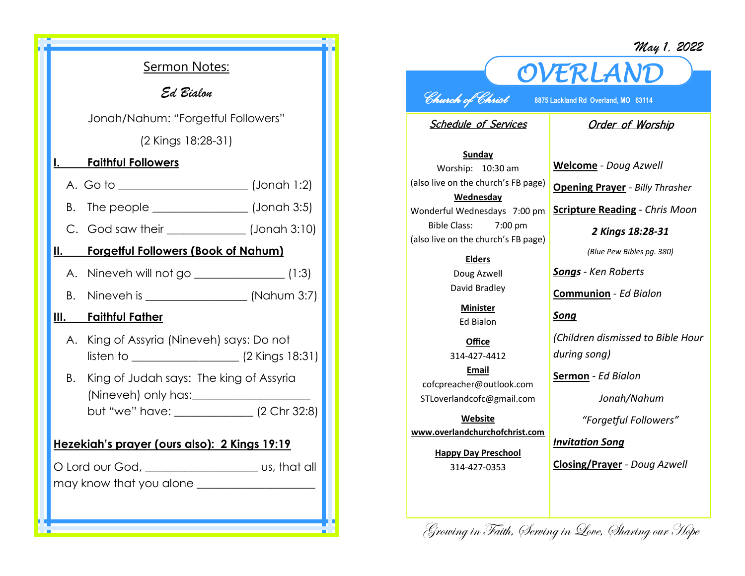## Sermon Notes:

*Ed Bialon*

Jonah/Nahum: "Forgetful Followers"

(2 Kings 18:28-31)

**I. Faithful Followers**

A. Go to ______________________ (Jonah 1:2)

B. The people ________________ (Jonah 3:5)

C. God saw their _____________ (Jonah 3:10)

**II. Forgetful Followers (Book of Nahum)**

A. Nineveh will not go _______________ (1:3)

B. Nineveh is _________________ (Nahum 3:7)

**III. Faithful Father**

A. King of Assyria (Nineveh) says: Do not listen to __________________ (2 Kings 18:31)

B. King of Judah says: The king of Assyria (Nineveh) only has:____________________ but "we" have: _____________ (2 Chr 32:8)

**Hezekiah's prayer (ours also): 2 Kings 19:19**

O Lord our God, ___________________ us, that all may know that you alone ____________________

May 1, 2022

# OVERLAND

Church of Christ

8875 Lackland Rd Overland, MO 63114

### Schedule of Services

**Sunday**

Worship: 10:30 am

(also live on the church's FB page)

**Wednesday**

Wonderful Wednesdays 7:00 pm

Bible Class: 7:00 pm

(also live on the church's FB page)

**Elders**

Doug Azwell

David Bradley

**Minister**

Ed Bialon

**Office**

314-427-4412

**Email**

cofcpreacher@outlook.com

STLoverlandcofc@gmail.com

**Website**

**www.overlandchurchofchrist.com**

**Happy Day Preschool**

314-427-0353

### Order of Worship

**Welcome** - *Doug Azwell*

**Opening Prayer** - *Billy Thrasher*

**Scripture Reading** - *Chris Moon*

***2 Kings 18:28-31***

*(Blue Pew Bibles pg. 380)*

***Songs*** - *Ken Roberts*

**Communion** - *Ed Bialon*

***Song***

*(Children dismissed to Bible Hour during song)*

**Sermon** - *Ed Bialon*

*Jonah/Nahum*

*"Forgetful Followers"*

***Invitation Song***

**Closing/Prayer** - *Doug Azwell*

*Growing in Faith, Serving in Love, Sharing our Hope*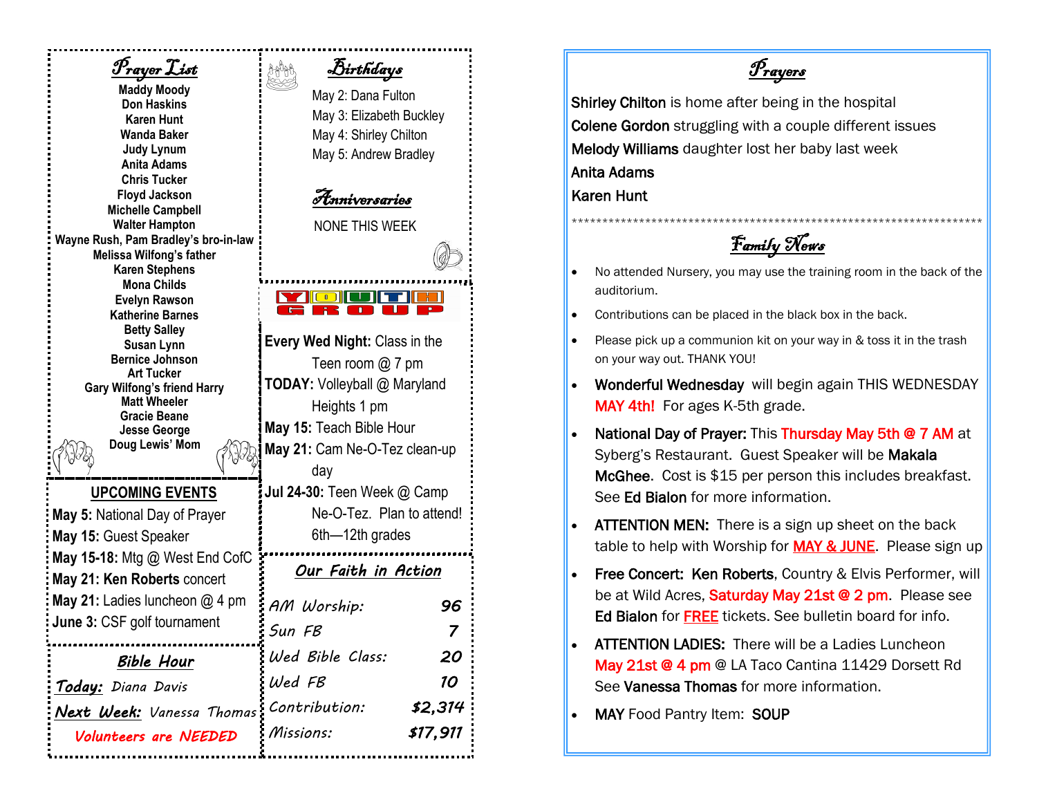## Prayer List

Maddy Moody
Don Haskins
Karen Hunt
Wanda Baker
Judy Lynum
Anita Adams
Chris Tucker
Floyd Jackson
Michelle Campbell
Walter Hampton
Wayne Rush, Pam Bradley's bro-in-law
Melissa Wilfong's father
Karen Stephens
Mona Childs
Evelyn Rawson
Katherine Barnes
Betty Salley
Susan Lynn
Bernice Johnson
Art Tucker
Gary Wilfong's friend Harry
Matt Wheeler
Gracie Beane
Jesse George
Doug Lewis' Mom

## UPCOMING EVENTS

**May 5:** National Day of Prayer
**May 15:** Guest Speaker
**May 15-18:** Mtg @ West End CofC
**May 21: Ken Roberts** concert
**May 21:** Ladies luncheon @ 4 pm
**June 3:** CSF golf tournament

## Bible Hour

**Today:** Diana Davis
**Next Week:** Vanessa Thomas
**Volunteers are NEEDED**

## Birthdays

May 2: Dana Fulton
May 3: Elizabeth Buckley
May 4: Shirley Chilton
May 5: Andrew Bradley

## Anniversaries

NONE THIS WEEK

## YOUTH GROUP

**Every Wed Night:** Class in the Teen room @ 7 pm
**TODAY:** Volleyball @ Maryland Heights 1 pm
**May 15:** Teach Bible Hour
**May 21:** Cam Ne-O-Tez clean-up day
**Jul 24-30:** Teen Week @ Camp Ne-O-Tez. Plan to attend! 6th—12th grades

## Our Faith in Action

| | |
|---|---|
| AM Worship: | 96 |
| Sun FB | 7 |
| Wed Bible Class: | 20 |
| Wed FB | 10 |
| Contribution: | $2,314 |
| Missions: | $17,911 |

## Prayers

**Shirley Chilton** is home after being in the hospital
**Colene Gordon** struggling with a couple different issues
**Melody Williams** daughter lost her baby last week
**Anita Adams**
**Karen Hunt**

## Family News

- No attended Nursery, you may use the training room in the back of the auditorium.
- Contributions can be placed in the black box in the back.
- Please pick up a communion kit on your way in & toss it in the trash on your way out. THANK YOU!
- **Wonderful Wednesday** will begin again THIS WEDNESDAY **MAY 4th!** For ages K-5th grade.
- **National Day of Prayer:** This **Thursday May 5th @ 7 AM** at Syberg's Restaurant. Guest Speaker will be **Makala McGhee**. Cost is $15 per person this includes breakfast. See **Ed Bialon** for more information.
- **ATTENTION MEN:** There is a sign up sheet on the back table to help with Worship for **MAY & JUNE**. Please sign up
- **Free Concert: Ken Roberts**, Country & Elvis Performer, will be at Wild Acres, **Saturday May 21st @ 2 pm**. Please see **Ed Bialon** for **FREE** tickets. See bulletin board for info.
- **ATTENTION LADIES:** There will be a Ladies Luncheon **May 21st @ 4 pm** @ LA Taco Cantina 11429 Dorsett Rd See **Vanessa Thomas** for more information.
- **MAY** Food Pantry Item: **SOUP**